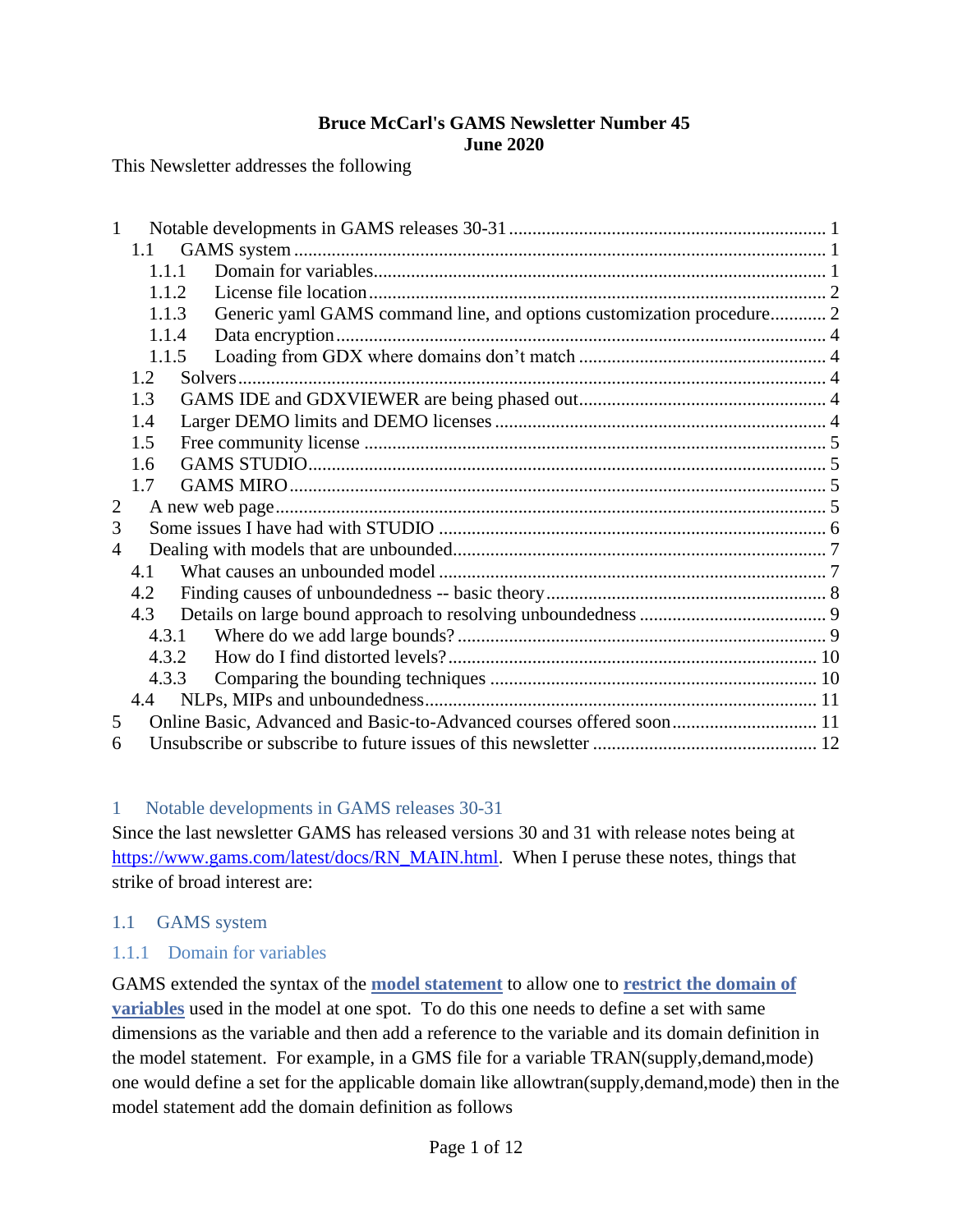**Bruce McCarl's GAMS Newsletter Number 45**
**June 2020**

This Newsletter addresses the following

1 Notable developments in GAMS releases 30-31 ..... 1
  1.1 GAMS system ..... 1
    1.1.1 Domain for variables ..... 1
    1.1.2 License file location ..... 2
    1.1.3 Generic yaml GAMS command line, and options customization procedure ..... 2
    1.1.4 Data encryption ..... 4
    1.1.5 Loading from GDX where domains don't match ..... 4
  1.2 Solvers ..... 4
  1.3 GAMS IDE and GDXVIEWER are being phased out ..... 4
  1.4 Larger DEMO limits and DEMO licenses ..... 4
  1.5 Free community license ..... 5
  1.6 GAMS STUDIO ..... 5
  1.7 GAMS MIRO ..... 5
2 A new web page ..... 5
3 Some issues I have had with STUDIO ..... 6
4 Dealing with models that are unbounded ..... 7
  4.1 What causes an unbounded model ..... 7
  4.2 Finding causes of unboundedness -- basic theory ..... 8
  4.3 Details on large bound approach to resolving unboundedness ..... 9
    4.3.1 Where do we add large bounds? ..... 9
    4.3.2 How do I find distorted levels? ..... 10
    4.3.3 Comparing the bounding techniques ..... 10
  4.4 NLPs, MIPs and unboundedness ..... 11
5 Online Basic, Advanced and Basic-to-Advanced courses offered soon ..... 11
6 Unsubscribe or subscribe to future issues of this newsletter ..... 12

# 1 Notable developments in GAMS releases 30-31

Since the last newsletter GAMS has released versions 30 and 31 with release notes being at https://www.gams.com/latest/docs/RN_MAIN.html. When I peruse these notes, things that strike of broad interest are:

## 1.1 GAMS system

### 1.1.1 Domain for variables

GAMS extended the syntax of the **model statement** to allow one to **restrict the domain of variables** used in the model at one spot. To do this one needs to define a set with same dimensions as the variable and then add a reference to the variable and its domain definition in the model statement. For example, in a GMS file for a variable TRAN(supply,demand,mode) one would define a set for the applicable domain like allowtran(supply,demand,mode) then in the model statement add the domain definition as follows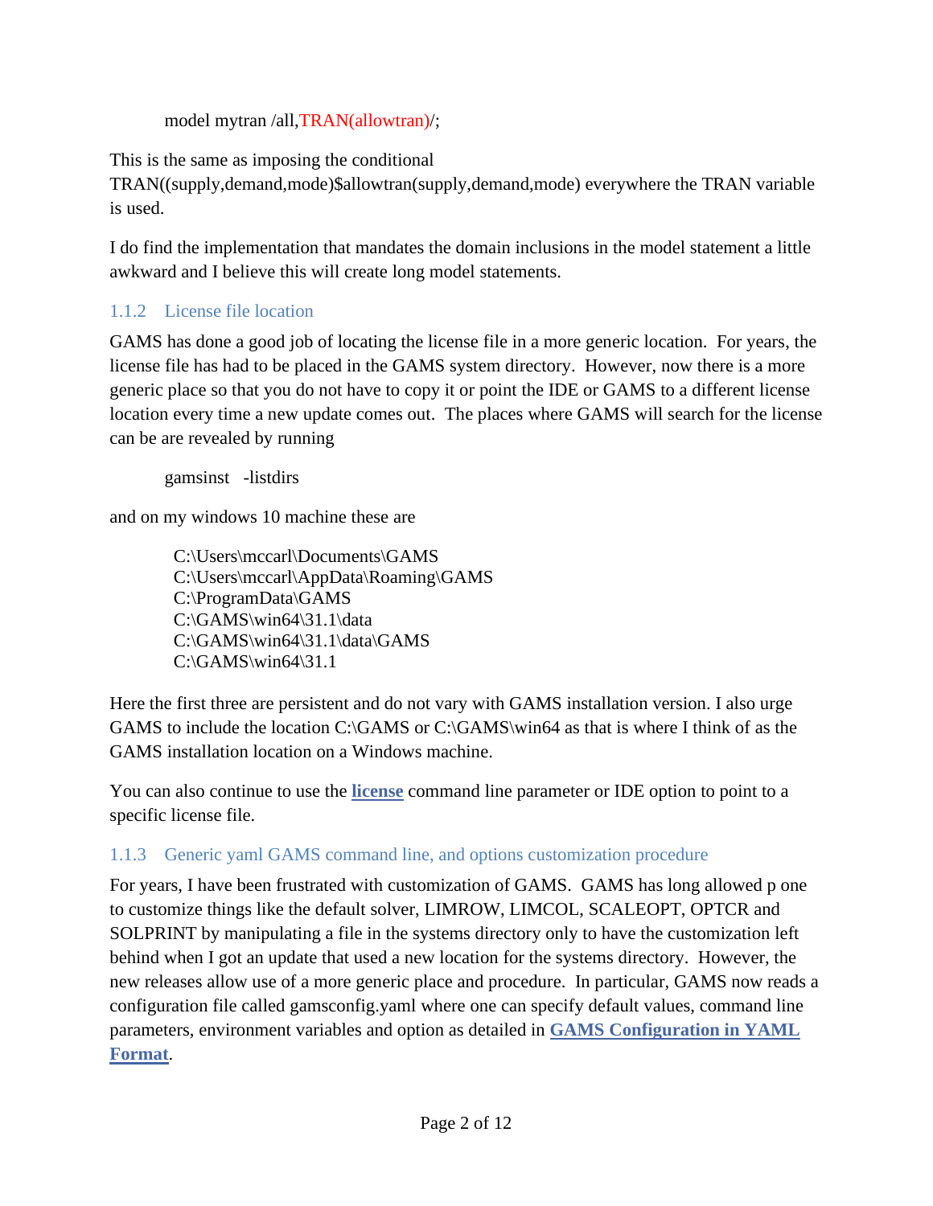```
model mytran /all,TRAN(allowtran)/;
```

This is the same as imposing the conditional TRAN((supply,demand,mode)$allowtran(supply,demand,mode) everywhere the TRAN variable is used.

I do find the implementation that mandates the domain inclusions in the model statement a little awkward and I believe this will create long model statements.

### 1.1.2 License file location

GAMS has done a good job of locating the license file in a more generic location. For years, the license file has had to be placed in the GAMS system directory. However, now there is a more generic place so that you do not have to copy it or point the IDE or GAMS to a different license location every time a new update comes out. The places where GAMS will search for the license can be are revealed by running

```
gamsinst   -listdirs
```

and on my windows 10 machine these are

```
C:\Users\mccarl\Documents\GAMS
C:\Users\mccarl\AppData\Roaming\GAMS
C:\ProgramData\GAMS
C:\GAMS\win64\31.1\data
C:\GAMS\win64\31.1\data\GAMS
C:\GAMS\win64\31.1
```

Here the first three are persistent and do not vary with GAMS installation version. I also urge GAMS to include the location C:\GAMS or C:\GAMS\win64 as that is where I think of as the GAMS installation location on a Windows machine.

You can also continue to use the **license** command line parameter or IDE option to point to a specific license file.

### 1.1.3 Generic yaml GAMS command line, and options customization procedure

For years, I have been frustrated with customization of GAMS. GAMS has long allowed p one to customize things like the default solver, LIMROW, LIMCOL, SCALEOPT, OPTCR and SOLPRINT by manipulating a file in the systems directory only to have the customization left behind when I got an update that used a new location for the systems directory. However, the new releases allow use of a more generic place and procedure. In particular, GAMS now reads a configuration file called gamsconfig.yaml where one can specify default values, command line parameters, environment variables and option as detailed in **GAMS Configuration in YAML Format**.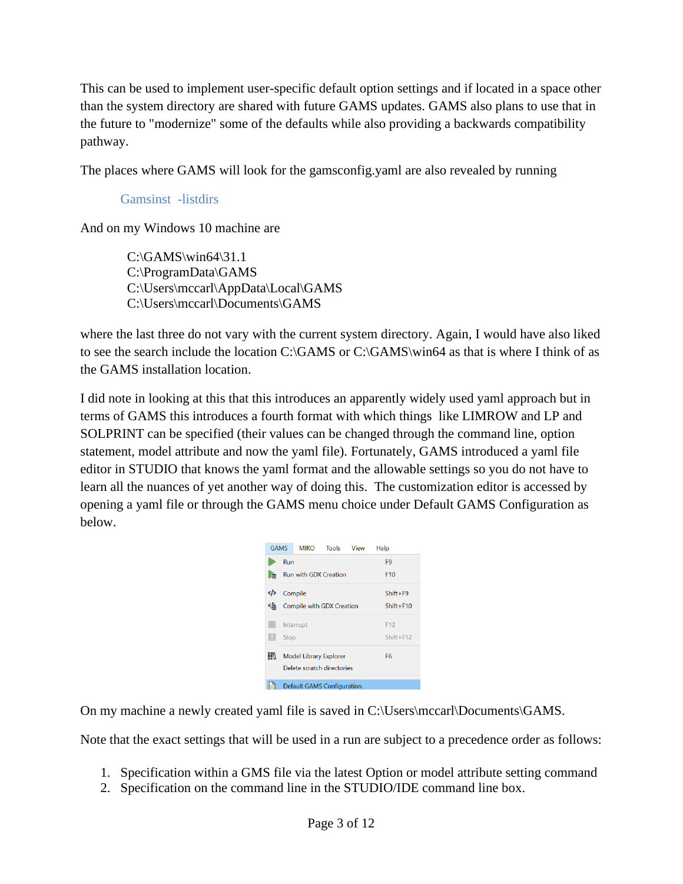This can be used to implement user-specific default option settings and if located in a space other than the system directory are shared with future GAMS updates. GAMS also plans to use that in the future to "modernize" some of the defaults while also providing a backwards compatibility pathway.

The places where GAMS will look for the gamsconfig.yaml are also revealed by running

```
Gamsinst  -listdirs
```

And on my Windows 10 machine are

```
C:\GAMS\win64\31.1
C:\ProgramData\GAMS
C:\Users\mccarl\AppData\Local\GAMS
C:\Users\mccarl\Documents\GAMS
```

where the last three do not vary with the current system directory. Again, I would have also liked to see the search include the location C:\GAMS or C:\GAMS\win64 as that is where I think of as the GAMS installation location.

I did note in looking at this that this introduces an apparently widely used yaml approach but in terms of GAMS this introduces a fourth format with which things like LIMROW and LP and SOLPRINT can be specified (their values can be changed through the command line, option statement, model attribute and now the yaml file). Fortunately, GAMS introduced a yaml file editor in STUDIO that knows the yaml format and the allowable settings so you do not have to learn all the nuances of yet another way of doing this. The customization editor is accessed by opening a yaml file or through the GAMS menu choice under Default GAMS Configuration as below.

On my machine a newly created yaml file is saved in C:\Users\mccarl\Documents\GAMS.

Note that the exact settings that will be used in a run are subject to a precedence order as follows:

1. Specification within a GMS file via the latest Option or model attribute setting command
2. Specification on the command line in the STUDIO/IDE command line box.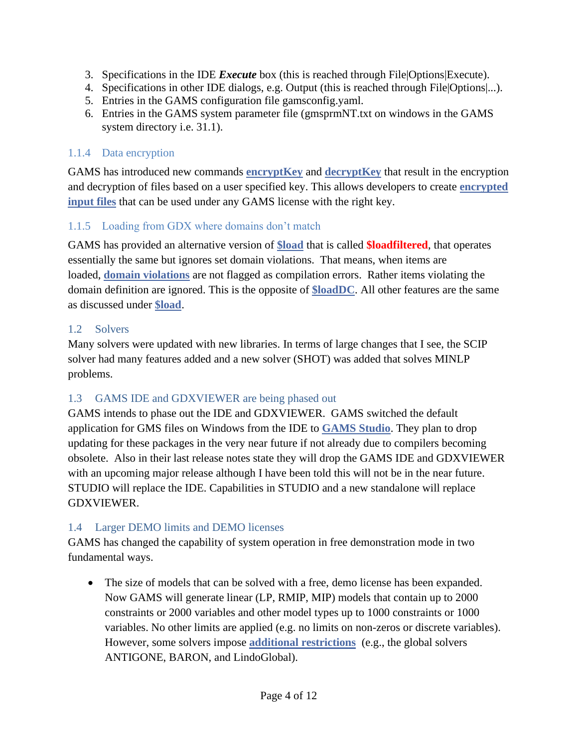3. Specifications in the IDE ***Execute*** box (this is reached through File|Options|Execute).
4. Specifications in other IDE dialogs, e.g. Output (this is reached through File|Options|...).
5. Entries in the GAMS configuration file gamsconfig.yaml.
6. Entries in the GAMS system parameter file (gmsprmNT.txt on windows in the GAMS system directory i.e. 31.1).

### 1.1.4 Data encryption

GAMS has introduced new commands **encryptKey** and **decryptKey** that result in the encryption and decryption of files based on a user specified key. This allows developers to create **encrypted input files** that can be used under any GAMS license with the right key.

### 1.1.5 Loading from GDX where domains don't match

GAMS has provided an alternative version of **$load** that is called **$loadfiltered**, that operates essentially the same but ignores set domain violations. That means, when items are loaded, **domain violations** are not flagged as compilation errors. Rather items violating the domain definition are ignored. This is the opposite of **$loadDC**. All other features are the same as discussed under **$load**.

## 1.2 Solvers

Many solvers were updated with new libraries. In terms of large changes that I see, the SCIP solver had many features added and a new solver (SHOT) was added that solves MINLP problems.

## 1.3 GAMS IDE and GDXVIEWER are being phased out

GAMS intends to phase out the IDE and GDXVIEWER. GAMS switched the default application for GMS files on Windows from the IDE to **GAMS Studio**. They plan to drop updating for these packages in the very near future if not already due to compilers becoming obsolete. Also in their last release notes state they will drop the GAMS IDE and GDXVIEWER with an upcoming major release although I have been told this will not be in the near future. STUDIO will replace the IDE. Capabilities in STUDIO and a new standalone will replace GDXVIEWER.

## 1.4 Larger DEMO limits and DEMO licenses

GAMS has changed the capability of system operation in free demonstration mode in two fundamental ways.

- The size of models that can be solved with a free, demo license has been expanded. Now GAMS will generate linear (LP, RMIP, MIP) models that contain up to 2000 constraints or 2000 variables and other model types up to 1000 constraints or 1000 variables. No other limits are applied (e.g. no limits on non-zeros or discrete variables). However, some solvers impose **additional restrictions** (e.g., the global solvers ANTIGONE, BARON, and LindoGlobal).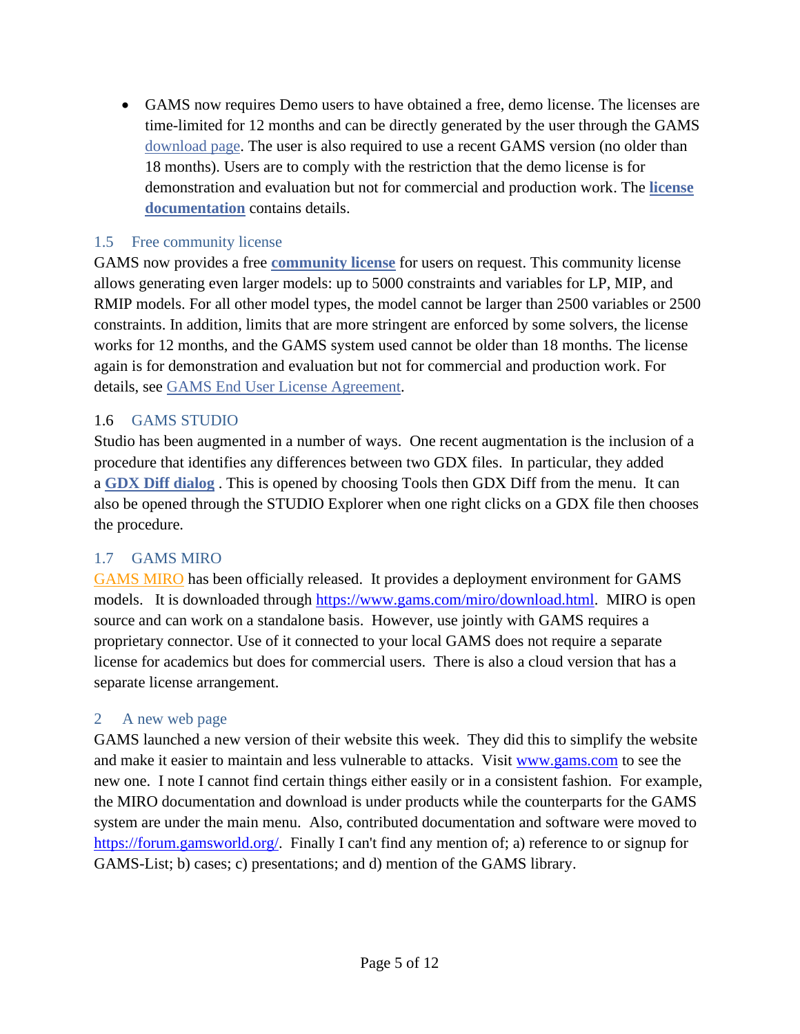- GAMS now requires Demo users to have obtained a free, demo license. The licenses are time-limited for 12 months and can be directly generated by the user through the GAMS download page. The user is also required to use a recent GAMS version (no older than 18 months). Users are to comply with the restriction that the demo license is for demonstration and evaluation but not for commercial and production work. The **license documentation** contains details.

## 1.5 Free community license

GAMS now provides a free **community license** for users on request. This community license allows generating even larger models: up to 5000 constraints and variables for LP, MIP, and RMIP models. For all other model types, the model cannot be larger than 2500 variables or 2500 constraints. In addition, limits that are more stringent are enforced by some solvers, the license works for 12 months, and the GAMS system used cannot be older than 18 months. The license again is for demonstration and evaluation but not for commercial and production work. For details, see GAMS End User License Agreement.

## 1.6 GAMS STUDIO

Studio has been augmented in a number of ways. One recent augmentation is the inclusion of a procedure that identifies any differences between two GDX files. In particular, they added a **GDX Diff dialog** . This is opened by choosing Tools then GDX Diff from the menu. It can also be opened through the STUDIO Explorer when one right clicks on a GDX file then chooses the procedure.

## 1.7 GAMS MIRO

GAMS MIRO has been officially released. It provides a deployment environment for GAMS models. It is downloaded through https://www.gams.com/miro/download.html. MIRO is open source and can work on a standalone basis. However, use jointly with GAMS requires a proprietary connector. Use of it connected to your local GAMS does not require a separate license for academics but does for commercial users. There is also a cloud version that has a separate license arrangement.

# 2 A new web page

GAMS launched a new version of their website this week. They did this to simplify the website and make it easier to maintain and less vulnerable to attacks. Visit www.gams.com to see the new one. I note I cannot find certain things either easily or in a consistent fashion. For example, the MIRO documentation and download is under products while the counterparts for the GAMS system are under the main menu. Also, contributed documentation and software were moved to https://forum.gamsworld.org/. Finally I can't find any mention of; a) reference to or signup for GAMS-List; b) cases; c) presentations; and d) mention of the GAMS library.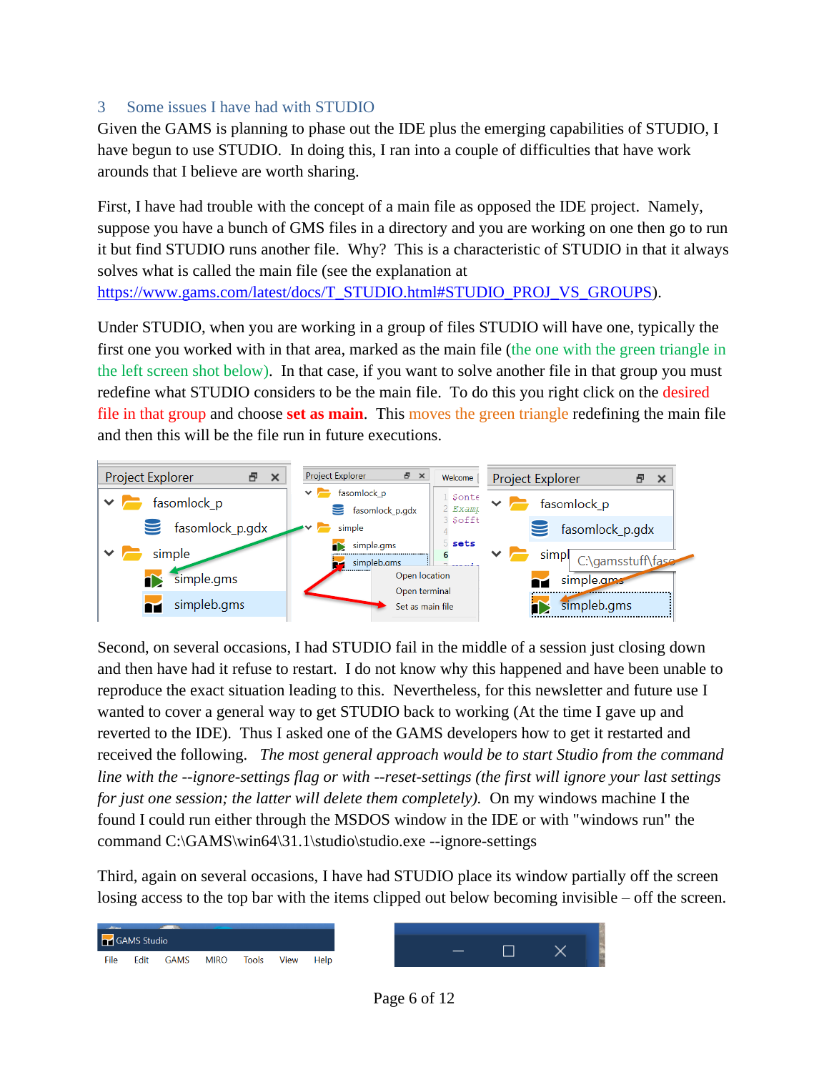## 3 Some issues I have had with STUDIO

Given the GAMS is planning to phase out the IDE plus the emerging capabilities of STUDIO, I have begun to use STUDIO. In doing this, I ran into a couple of difficulties that have work arounds that I believe are worth sharing.

First, I have had trouble with the concept of a main file as opposed the IDE project. Namely, suppose you have a bunch of GMS files in a directory and you are working on one then go to run it but find STUDIO runs another file. Why? This is a characteristic of STUDIO in that it always solves what is called the main file (see the explanation at https://www.gams.com/latest/docs/T_STUDIO.html#STUDIO_PROJ_VS_GROUPS).

Under STUDIO, when you are working in a group of files STUDIO will have one, typically the first one you worked with in that area, marked as the main file (the one with the green triangle in the left screen shot below). In that case, if you want to solve another file in that group you must redefine what STUDIO considers to be the main file. To do this you right click on the desired file in that group and choose **set as main**. This moves the green triangle redefining the main file and then this will be the file run in future executions.

Second, on several occasions, I had STUDIO fail in the middle of a session just closing down and then have had it refuse to restart. I do not know why this happened and have been unable to reproduce the exact situation leading to this. Nevertheless, for this newsletter and future use I wanted to cover a general way to get STUDIO back to working (At the time I gave up and reverted to the IDE). Thus I asked one of the GAMS developers how to get it restarted and received the following. *The most general approach would be to start Studio from the command line with the --ignore-settings flag or with --reset-settings (the first will ignore your last settings for just one session; the latter will delete them completely).* On my windows machine I the found I could run either through the MSDOS window in the IDE or with "windows run" the command C:\GAMS\win64\31.1\studio\studio.exe --ignore-settings

Third, again on several occasions, I have had STUDIO place its window partially off the screen losing access to the top bar with the items clipped out below becoming invisible – off the screen.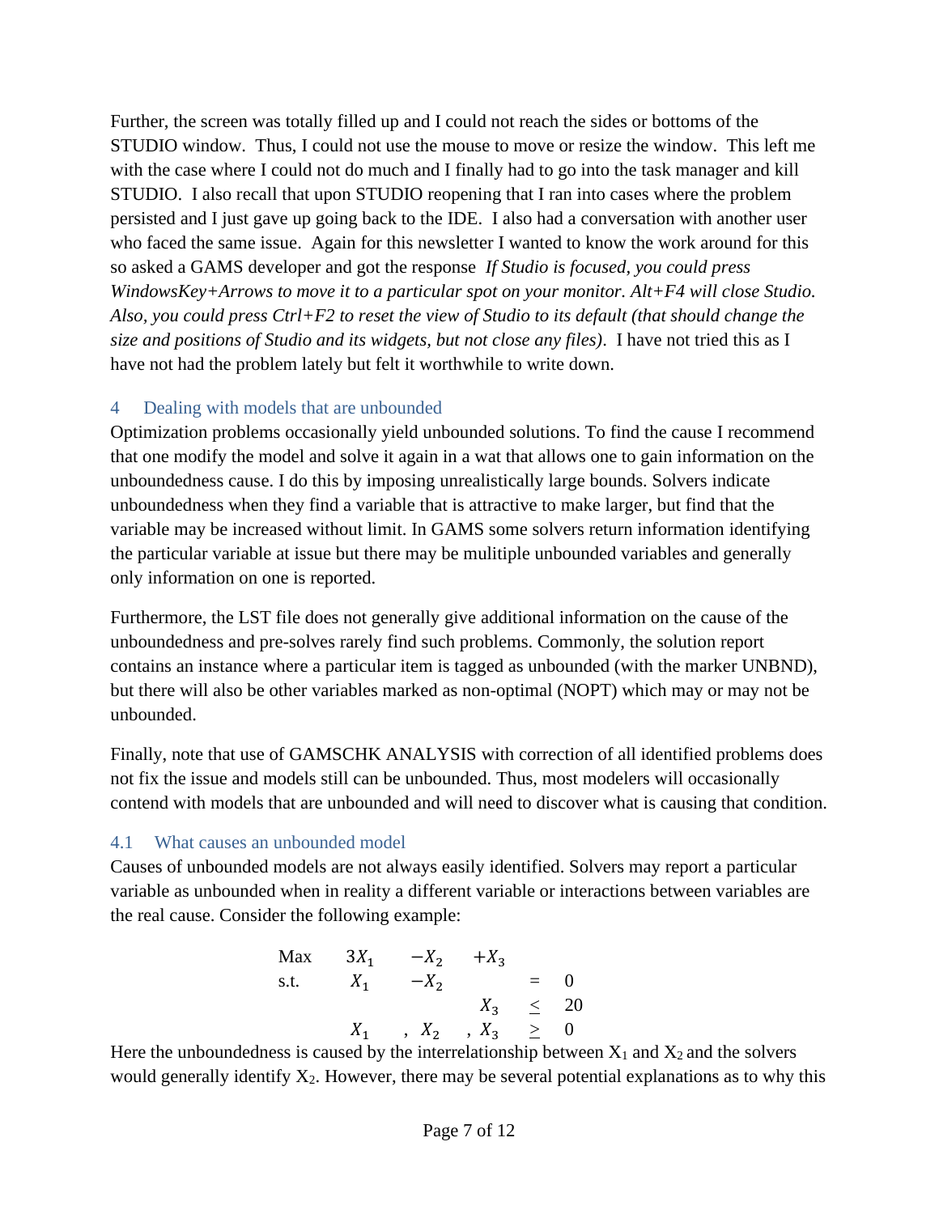Further, the screen was totally filled up and I could not reach the sides or bottoms of the STUDIO window. Thus, I could not use the mouse to move or resize the window. This left me with the case where I could not do much and I finally had to go into the task manager and kill STUDIO. I also recall that upon STUDIO reopening that I ran into cases where the problem persisted and I just gave up going back to the IDE. I also had a conversation with another user who faced the same issue. Again for this newsletter I wanted to know the work around for this so asked a GAMS developer and got the response *If Studio is focused, you could press WindowsKey+Arrows to move it to a particular spot on your monitor. Alt+F4 will close Studio. Also, you could press Ctrl+F2 to reset the view of Studio to its default (that should change the size and positions of Studio and its widgets, but not close any files)*. I have not tried this as I have not had the problem lately but felt it worthwhile to write down.

## 4 Dealing with models that are unbounded

Optimization problems occasionally yield unbounded solutions. To find the cause I recommend that one modify the model and solve it again in a wat that allows one to gain information on the unboundedness cause. I do this by imposing unrealistically large bounds. Solvers indicate unboundedness when they find a variable that is attractive to make larger, but find that the variable may be increased without limit. In GAMS some solvers return information identifying the particular variable at issue but there may be mulitiple unbounded variables and generally only information on one is reported.

Furthermore, the LST file does not generally give additional information on the cause of the unboundedness and pre-solves rarely find such problems. Commonly, the solution report contains an instance where a particular item is tagged as unbounded (with the marker UNBND), but there will also be other variables marked as non-optimal (NOPT) which may or may not be unbounded.

Finally, note that use of GAMSCHK ANALYSIS with correction of all identified problems does not fix the issue and models still can be unbounded. Thus, most modelers will occasionally contend with models that are unbounded and will need to discover what is causing that condition.

### 4.1 What causes an unbounded model

Causes of unbounded models are not always easily identified. Solvers may report a particular variable as unbounded when in reality a different variable or interactions between variables are the real cause. Consider the following example:

$$
\begin{array}{llllll}
\text{Max} & 3X_1 & -X_2 & +X_3 & & \\
\text{s.t.} & X_1 & -X_2 & & = & 0 \\
 & & & X_3 & \leq & 20 \\
 & X_1 & , \; X_2 & , \; X_3 & \geq & 0
\end{array}
$$

Here the unboundedness is caused by the interrelationship between $X_1$ and $X_2$ and the solvers would generally identify $X_2$. However, there may be several potential explanations as to why this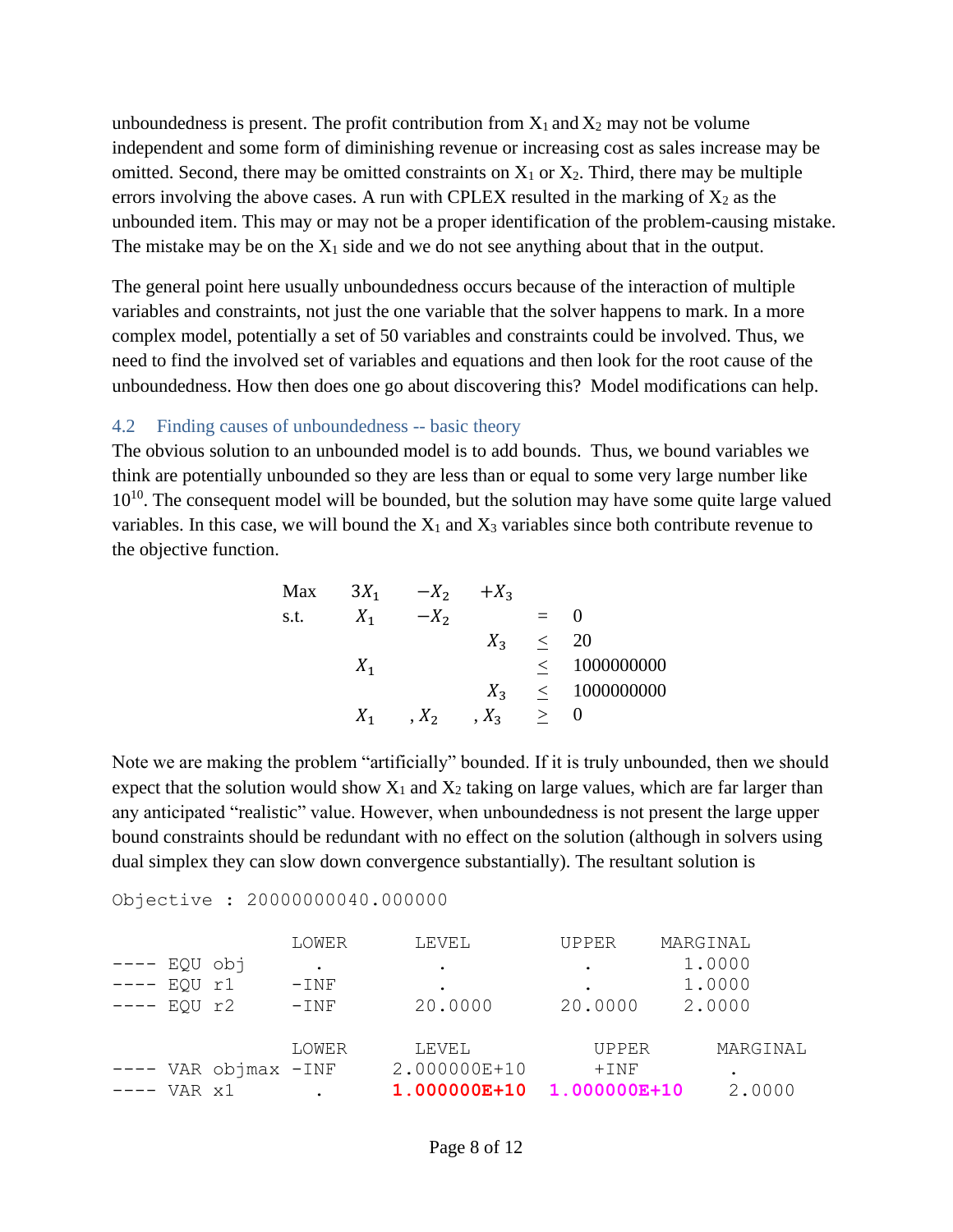unboundedness is present. The profit contribution from $X_1$ and $X_2$ may not be volume independent and some form of diminishing revenue or increasing cost as sales increase may be omitted. Second, there may be omitted constraints on $X_1$ or $X_2$. Third, there may be multiple errors involving the above cases. A run with CPLEX resulted in the marking of $X_2$ as the unbounded item. This may or may not be a proper identification of the problem-causing mistake. The mistake may be on the $X_1$ side and we do not see anything about that in the output.

The general point here usually unboundedness occurs because of the interaction of multiple variables and constraints, not just the one variable that the solver happens to mark. In a more complex model, potentially a set of 50 variables and constraints could be involved. Thus, we need to find the involved set of variables and equations and then look for the root cause of the unboundedness. How then does one go about discovering this? Model modifications can help.

## 4.2 Finding causes of unboundedness -- basic theory

The obvious solution to an unbounded model is to add bounds. Thus, we bound variables we think are potentially unbounded so they are less than or equal to some very large number like $10^{10}$. The consequent model will be bounded, but the solution may have some quite large valued variables. In this case, we will bound the $X_1$ and $X_3$ variables since both contribute revenue to the objective function.

$$
\begin{array}{llllll}
\text{Max} & 3X_1 & -X_2 & +X_3 & & \\
\text{s.t.} & X_1 & -X_2 & & = & 0 \\
 & & & X_3 & \leq & 20 \\
 & X_1 & & & \leq & 1000000000 \\
 & & & X_3 & \leq & 1000000000 \\
 & X_1 & ,X_2 & ,X_3 & \geq & 0
\end{array}
$$

Note we are making the problem "artificially" bounded. If it is truly unbounded, then we should expect that the solution would show $X_1$ and $X_2$ taking on large values, which are far larger than any anticipated "realistic" value. However, when unboundedness is not present the large upper bound constraints should be redundant with no effect on the solution (although in solvers using dual simplex they can slow down convergence substantially). The resultant solution is

```
Objective : 20000000040.000000

                LOWER       LEVEL         UPPER      MARGINAL
---- EQU obj      .           .             .          1.0000
---- EQU r1     -INF          .             .          1.0000
---- EQU r2     -INF        20.0000       20.0000      2.0000

                LOWER       LEVEL           UPPER        MARGINAL
---- VAR objmax -INF      2.000000E+10      +INF           .
---- VAR x1       .       1.000000E+10  1.000000E+10     2.0000
```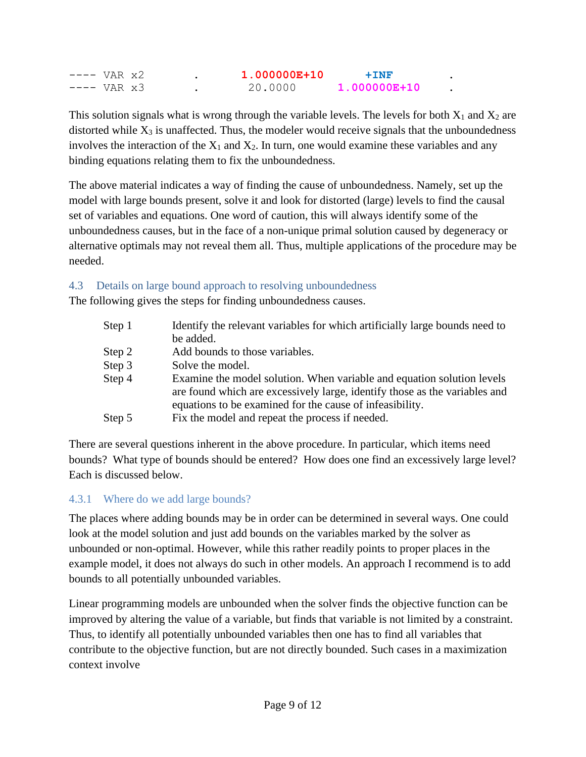```
---- VAR x2        .        1.000000E+10       +INF          .
---- VAR x3        .         20.0000       1.000000E+10      .
```

This solution signals what is wrong through the variable levels. The levels for both $X_1$ and $X_2$ are distorted while $X_3$ is unaffected. Thus, the modeler would receive signals that the unboundedness involves the interaction of the $X_1$ and $X_2$. In turn, one would examine these variables and any binding equations relating them to fix the unboundedness.

The above material indicates a way of finding the cause of unboundedness. Namely, set up the model with large bounds present, solve it and look for distorted (large) levels to find the causal set of variables and equations. One word of caution, this will always identify some of the unboundedness causes, but in the face of a non-unique primal solution caused by degeneracy or alternative optimals may not reveal them all. Thus, multiple applications of the procedure may be needed.

### 4.3 Details on large bound approach to resolving unboundedness

The following gives the steps for finding unboundedness causes.

| | |
|---|---|
| Step 1 | Identify the relevant variables for which artificially large bounds need to be added. |
| Step 2 | Add bounds to those variables. |
| Step 3 | Solve the model. |
| Step 4 | Examine the model solution. When variable and equation solution levels are found which are excessively large, identify those as the variables and equations to be examined for the cause of infeasibility. |
| Step 5 | Fix the model and repeat the process if needed. |

There are several questions inherent in the above procedure. In particular, which items need bounds? What type of bounds should be entered? How does one find an excessively large level? Each is discussed below.

#### 4.3.1 Where do we add large bounds?

The places where adding bounds may be in order can be determined in several ways. One could look at the model solution and just add bounds on the variables marked by the solver as unbounded or non-optimal. However, while this rather readily points to proper places in the example model, it does not always do such in other models. An approach I recommend is to add bounds to all potentially unbounded variables.

Linear programming models are unbounded when the solver finds the objective function can be improved by altering the value of a variable, but finds that variable is not limited by a constraint. Thus, to identify all potentially unbounded variables then one has to find all variables that contribute to the objective function, but are not directly bounded. Such cases in a maximization context involve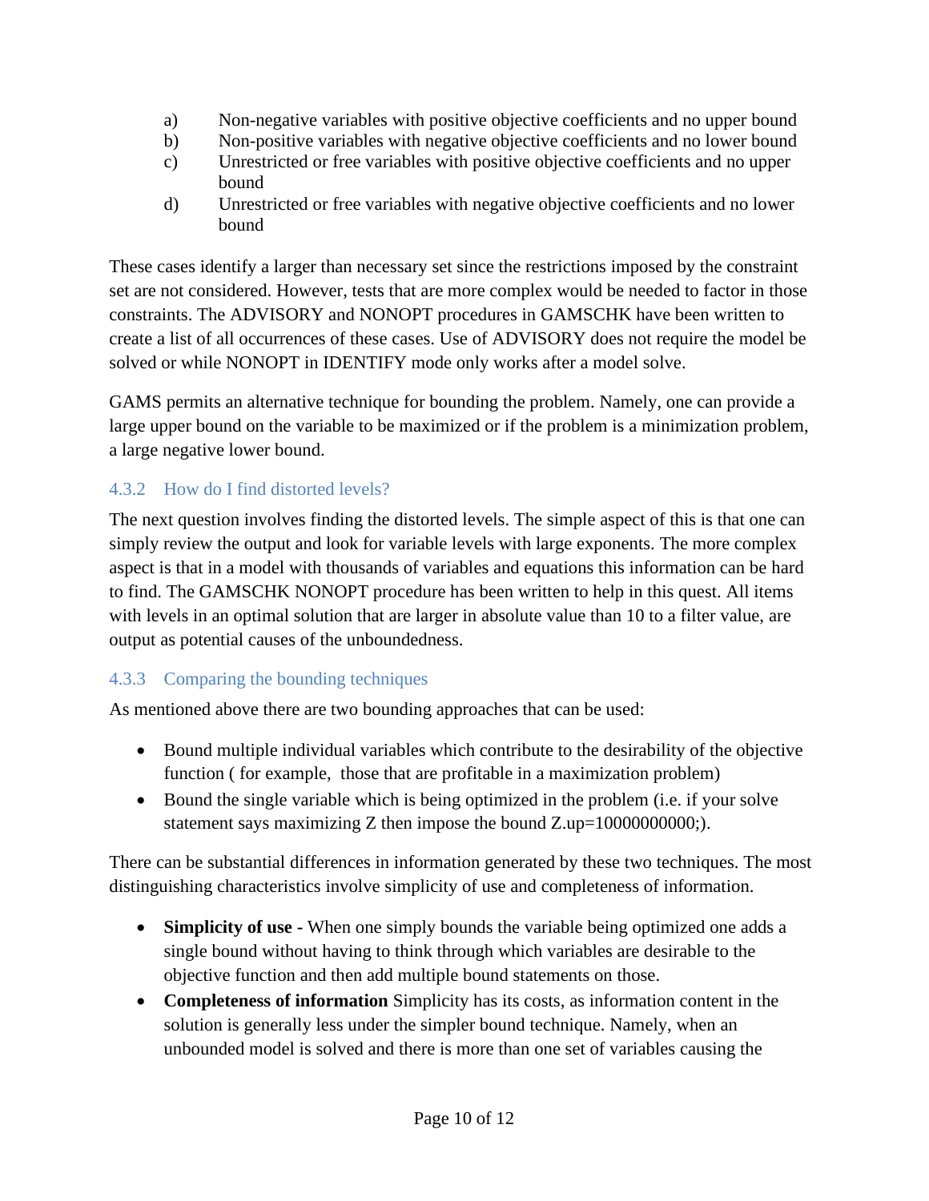a) Non-negative variables with positive objective coefficients and no upper bound
b) Non-positive variables with negative objective coefficients and no lower bound
c) Unrestricted or free variables with positive objective coefficients and no upper bound
d) Unrestricted or free variables with negative objective coefficients and no lower bound

These cases identify a larger than necessary set since the restrictions imposed by the constraint set are not considered. However, tests that are more complex would be needed to factor in those constraints. The ADVISORY and NONOPT procedures in GAMSCHK have been written to create a list of all occurrences of these cases. Use of ADVISORY does not require the model be solved or while NONOPT in IDENTIFY mode only works after a model solve.

GAMS permits an alternative technique for bounding the problem. Namely, one can provide a large upper bound on the variable to be maximized or if the problem is a minimization problem, a large negative lower bound.

### 4.3.2 How do I find distorted levels?

The next question involves finding the distorted levels. The simple aspect of this is that one can simply review the output and look for variable levels with large exponents. The more complex aspect is that in a model with thousands of variables and equations this information can be hard to find. The GAMSCHK NONOPT procedure has been written to help in this quest. All items with levels in an optimal solution that are larger in absolute value than 10 to a filter value, are output as potential causes of the unboundedness.

### 4.3.3 Comparing the bounding techniques

As mentioned above there are two bounding approaches that can be used:

- Bound multiple individual variables which contribute to the desirability of the objective function ( for example, those that are profitable in a maximization problem)
- Bound the single variable which is being optimized in the problem (i.e. if your solve statement says maximizing Z then impose the bound Z.up=10000000000;).

There can be substantial differences in information generated by these two techniques. The most distinguishing characteristics involve simplicity of use and completeness of information.

- **Simplicity of use -** When one simply bounds the variable being optimized one adds a single bound without having to think through which variables are desirable to the objective function and then add multiple bound statements on those.
- **Completeness of information** Simplicity has its costs, as information content in the solution is generally less under the simpler bound technique. Namely, when an unbounded model is solved and there is more than one set of variables causing the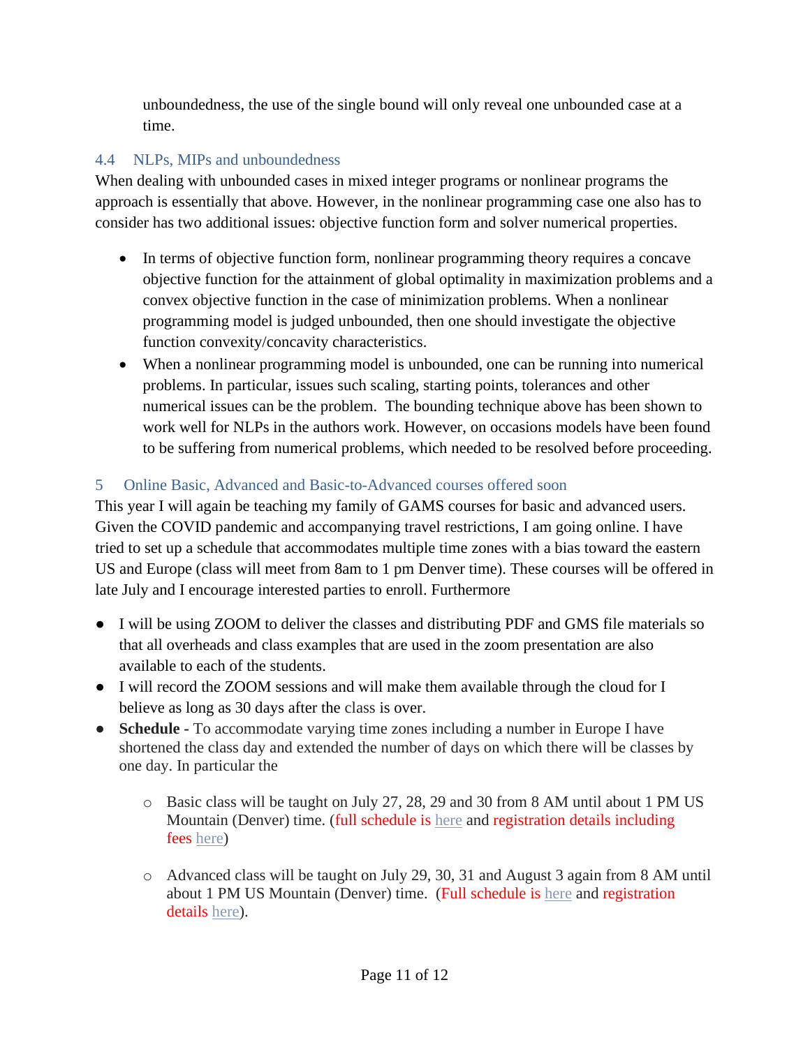unboundedness, the use of the single bound will only reveal one unbounded case at a time.

### 4.4 NLPs, MIPs and unboundedness

When dealing with unbounded cases in mixed integer programs or nonlinear programs the approach is essentially that above. However, in the nonlinear programming case one also has to consider has two additional issues: objective function form and solver numerical properties.

- In terms of objective function form, nonlinear programming theory requires a concave objective function for the attainment of global optimality in maximization problems and a convex objective function in the case of minimization problems. When a nonlinear programming model is judged unbounded, then one should investigate the objective function convexity/concavity characteristics.
- When a nonlinear programming model is unbounded, one can be running into numerical problems. In particular, issues such scaling, starting points, tolerances and other numerical issues can be the problem. The bounding technique above has been shown to work well for NLPs in the authors work. However, on occasions models have been found to be suffering from numerical problems, which needed to be resolved before proceeding.

## 5 Online Basic, Advanced and Basic-to-Advanced courses offered soon

This year I will again be teaching my family of GAMS courses for basic and advanced users. Given the COVID pandemic and accompanying travel restrictions, I am going online. I have tried to set up a schedule that accommodates multiple time zones with a bias toward the eastern US and Europe (class will meet from 8am to 1 pm Denver time). These courses will be offered in late July and I encourage interested parties to enroll. Furthermore

- I will be using ZOOM to deliver the classes and distributing PDF and GMS file materials so that all overheads and class examples that are used in the zoom presentation are also available to each of the students.
- I will record the ZOOM sessions and will make them available through the cloud for I believe as long as 30 days after the class is over.
- **Schedule** - To accommodate varying time zones including a number in Europe I have shortened the class day and extended the number of days on which there will be classes by one day. In particular the
    - Basic class will be taught on July 27, 28, 29 and 30 from 8 AM until about 1 PM US Mountain (Denver) time. (full schedule is here and registration details including fees here)
    - Advanced class will be taught on July 29, 30, 31 and August 3 again from 8 AM until about 1 PM US Mountain (Denver) time. (Full schedule is here and registration details here).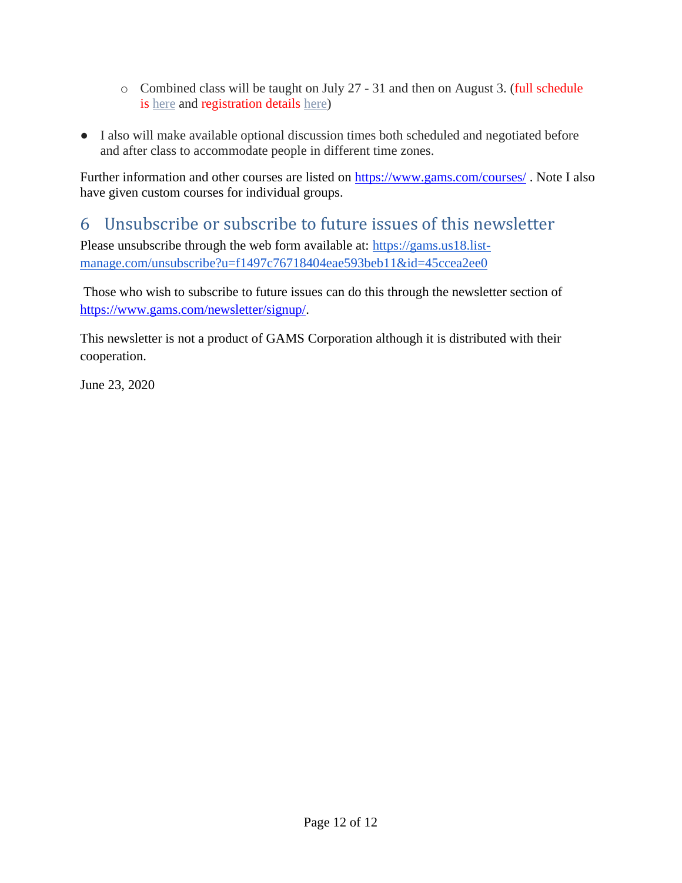- Combined class will be taught on July 27 - 31 and then on August 3. (full schedule is here and registration details here)

- I also will make available optional discussion times both scheduled and negotiated before and after class to accommodate people in different time zones.

Further information and other courses are listed on https://www.gams.com/courses/ . Note I also have given custom courses for individual groups.

# 6 Unsubscribe or subscribe to future issues of this newsletter

Please unsubscribe through the web form available at: https://gams.us18.list-manage.com/unsubscribe?u=f1497c76718404eae593beb11&id=45ccea2ee0

Those who wish to subscribe to future issues can do this through the newsletter section of https://www.gams.com/newsletter/signup/.

This newsletter is not a product of GAMS Corporation although it is distributed with their cooperation.

June 23, 2020